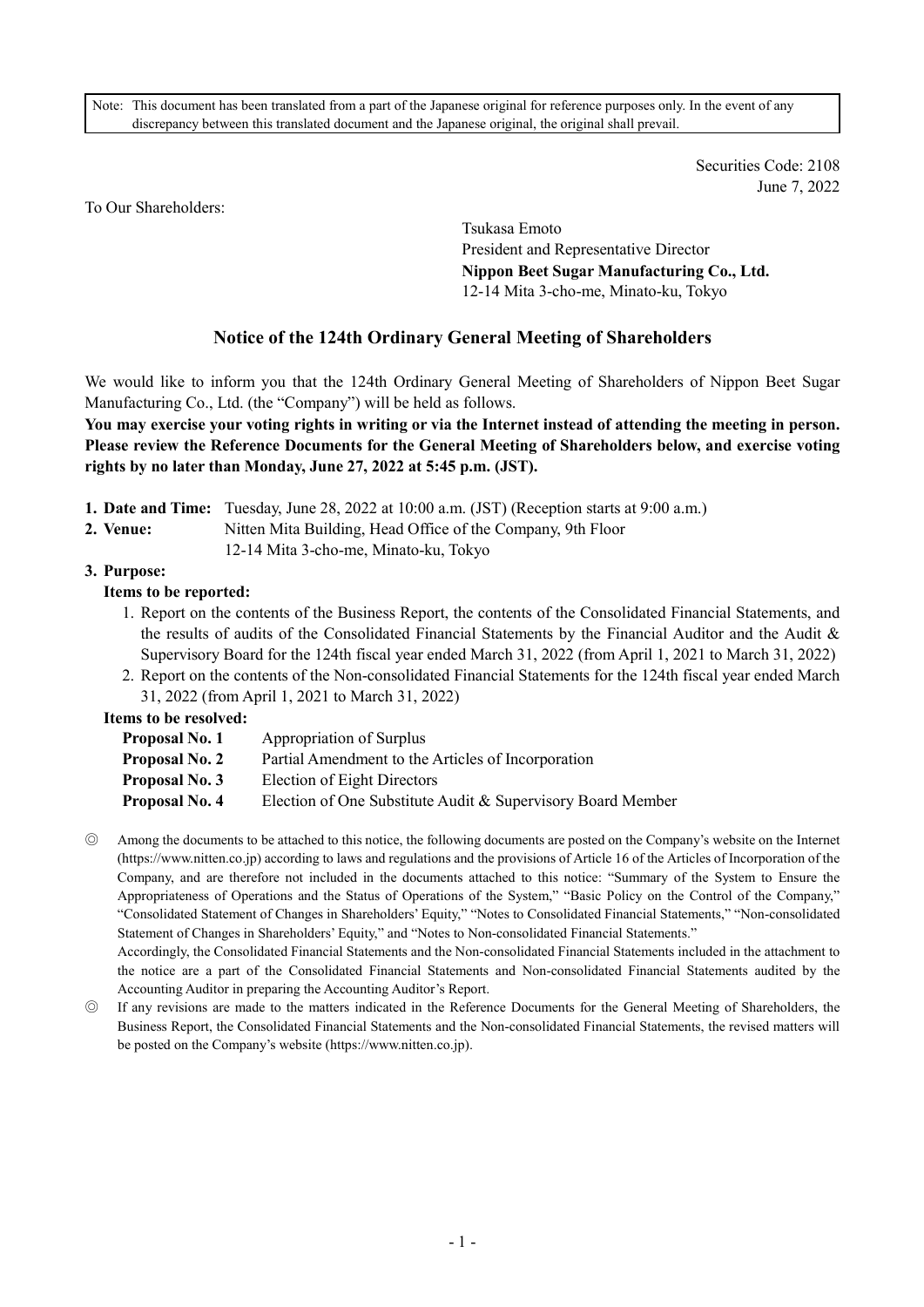Note: This document has been translated from a part of the Japanese original for reference purposes only. In the event of any discrepancy between this translated document and the Japanese original, the original shall prevail.

Securities Code: 2108
June 7, 2022

To Our Shareholders:

Tsukasa Emoto
President and Representative Director
**Nippon Beet Sugar Manufacturing Co., Ltd.**
12-14 Mita 3-cho-me, Minato-ku, Tokyo

# Notice of the 124th Ordinary General Meeting of Shareholders

We would like to inform you that the 124th Ordinary General Meeting of Shareholders of Nippon Beet Sugar Manufacturing Co., Ltd. (the "Company") will be held as follows.

**You may exercise your voting rights in writing or via the Internet instead of attending the meeting in person. Please review the Reference Documents for the General Meeting of Shareholders below, and exercise voting rights by no later than Monday, June 27, 2022 at 5:45 p.m. (JST).**

**1. Date and Time:** Tuesday, June 28, 2022 at 10:00 a.m. (JST) (Reception starts at 9:00 a.m.)

**2. Venue:** Nitten Mita Building, Head Office of the Company, 9th Floor
12-14 Mita 3-cho-me, Minato-ku, Tokyo

**3. Purpose:**

**Items to be reported:**

1. Report on the contents of the Business Report, the contents of the Consolidated Financial Statements, and the results of audits of the Consolidated Financial Statements by the Financial Auditor and the Audit & Supervisory Board for the 124th fiscal year ended March 31, 2022 (from April 1, 2021 to March 31, 2022)
2. Report on the contents of the Non-consolidated Financial Statements for the 124th fiscal year ended March 31, 2022 (from April 1, 2021 to March 31, 2022)

**Items to be resolved:**

**Proposal No. 1** Appropriation of Surplus
**Proposal No. 2** Partial Amendment to the Articles of Incorporation
**Proposal No. 3** Election of Eight Directors
**Proposal No. 4** Election of One Substitute Audit & Supervisory Board Member

◎ Among the documents to be attached to this notice, the following documents are posted on the Company's website on the Internet (https://www.nitten.co.jp) according to laws and regulations and the provisions of Article 16 of the Articles of Incorporation of the Company, and are therefore not included in the documents attached to this notice: "Summary of the System to Ensure the Appropriateness of Operations and the Status of Operations of the System," "Basic Policy on the Control of the Company," "Consolidated Statement of Changes in Shareholders' Equity," "Notes to Consolidated Financial Statements," "Non-consolidated Statement of Changes in Shareholders' Equity," and "Notes to Non-consolidated Financial Statements."
Accordingly, the Consolidated Financial Statements and the Non-consolidated Financial Statements included in the attachment to the notice are a part of the Consolidated Financial Statements and Non-consolidated Financial Statements audited by the Accounting Auditor in preparing the Accounting Auditor's Report.

◎ If any revisions are made to the matters indicated in the Reference Documents for the General Meeting of Shareholders, the Business Report, the Consolidated Financial Statements and the Non-consolidated Financial Statements, the revised matters will be posted on the Company's website (https://www.nitten.co.jp).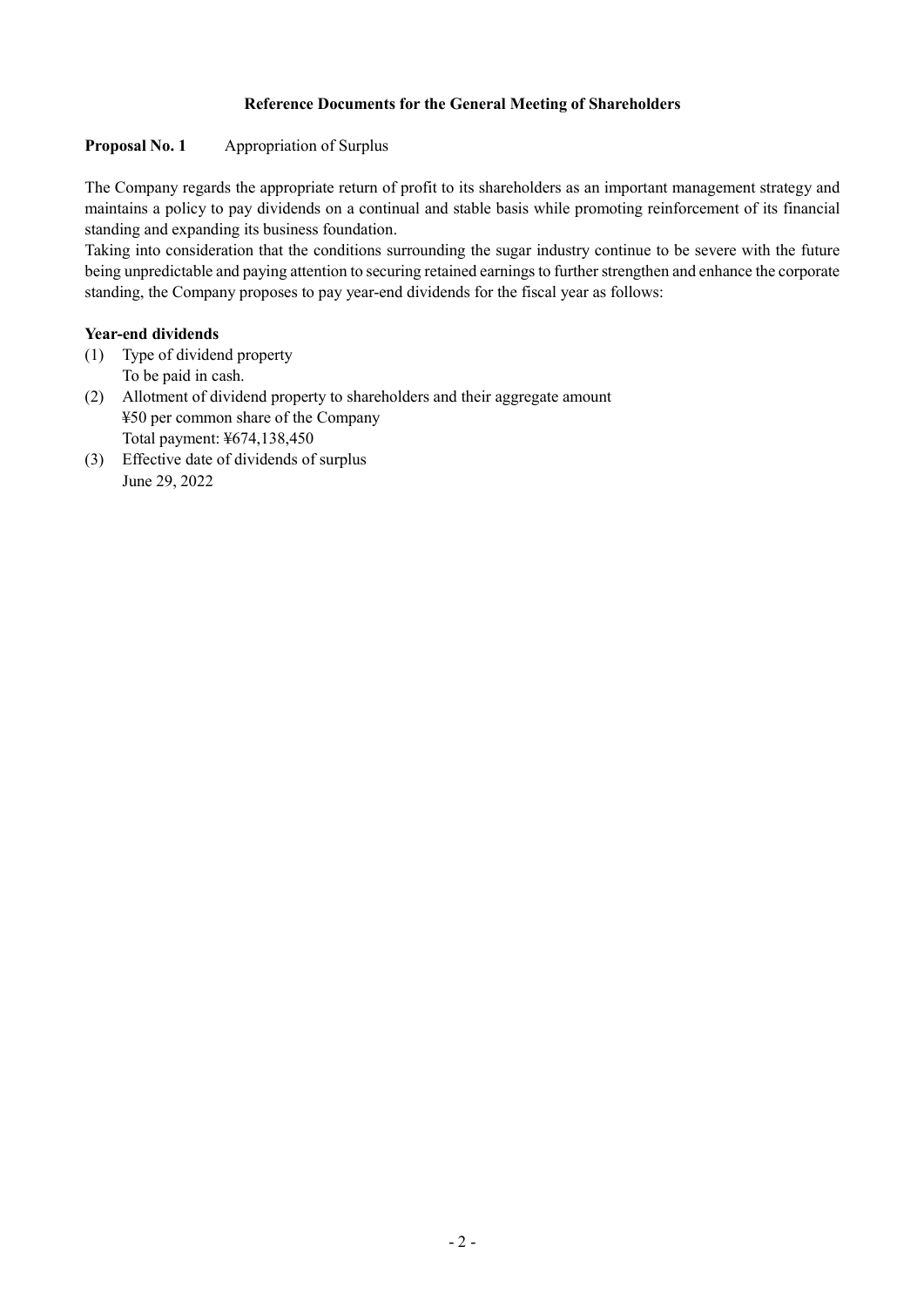## Reference Documents for the General Meeting of Shareholders

**Proposal No. 1** Appropriation of Surplus

The Company regards the appropriate return of profit to its shareholders as an important management strategy and maintains a policy to pay dividends on a continual and stable basis while promoting reinforcement of its financial standing and expanding its business foundation.

Taking into consideration that the conditions surrounding the sugar industry continue to be severe with the future being unpredictable and paying attention to securing retained earnings to further strengthen and enhance the corporate standing, the Company proposes to pay year-end dividends for the fiscal year as follows:

**Year-end dividends**

(1) Type of dividend property
To be paid in cash.

(2) Allotment of dividend property to shareholders and their aggregate amount
¥50 per common share of the Company
Total payment: ¥674,138,450

(3) Effective date of dividends of surplus
June 29, 2022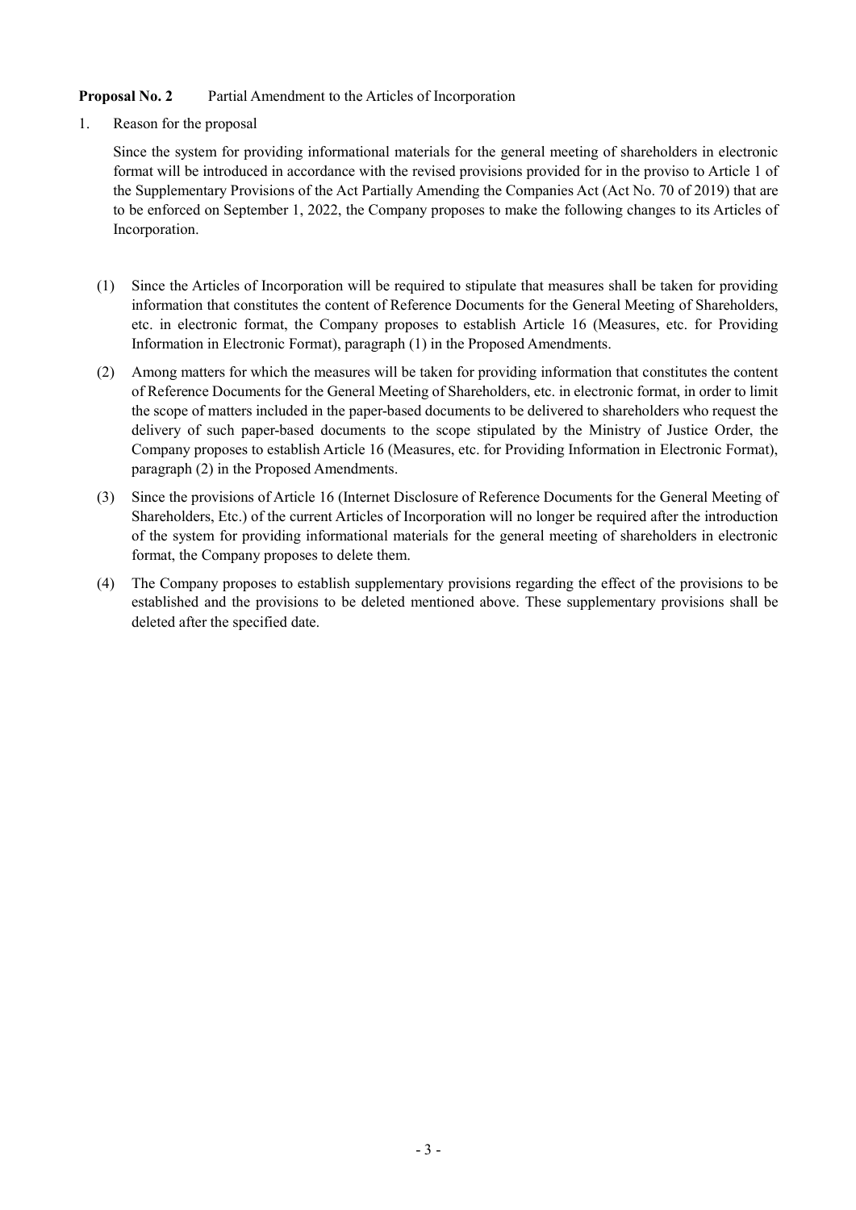**Proposal No. 2** Partial Amendment to the Articles of Incorporation

1. Reason for the proposal

   Since the system for providing informational materials for the general meeting of shareholders in electronic format will be introduced in accordance with the revised provisions provided for in the proviso to Article 1 of the Supplementary Provisions of the Act Partially Amending the Companies Act (Act No. 70 of 2019) that are to be enforced on September 1, 2022, the Company proposes to make the following changes to its Articles of Incorporation.

   (1) Since the Articles of Incorporation will be required to stipulate that measures shall be taken for providing information that constitutes the content of Reference Documents for the General Meeting of Shareholders, etc. in electronic format, the Company proposes to establish Article 16 (Measures, etc. for Providing Information in Electronic Format), paragraph (1) in the Proposed Amendments.

   (2) Among matters for which the measures will be taken for providing information that constitutes the content of Reference Documents for the General Meeting of Shareholders, etc. in electronic format, in order to limit the scope of matters included in the paper-based documents to be delivered to shareholders who request the delivery of such paper-based documents to the scope stipulated by the Ministry of Justice Order, the Company proposes to establish Article 16 (Measures, etc. for Providing Information in Electronic Format), paragraph (2) in the Proposed Amendments.

   (3) Since the provisions of Article 16 (Internet Disclosure of Reference Documents for the General Meeting of Shareholders, Etc.) of the current Articles of Incorporation will no longer be required after the introduction of the system for providing informational materials for the general meeting of shareholders in electronic format, the Company proposes to delete them.

   (4) The Company proposes to establish supplementary provisions regarding the effect of the provisions to be established and the provisions to be deleted mentioned above. These supplementary provisions shall be deleted after the specified date.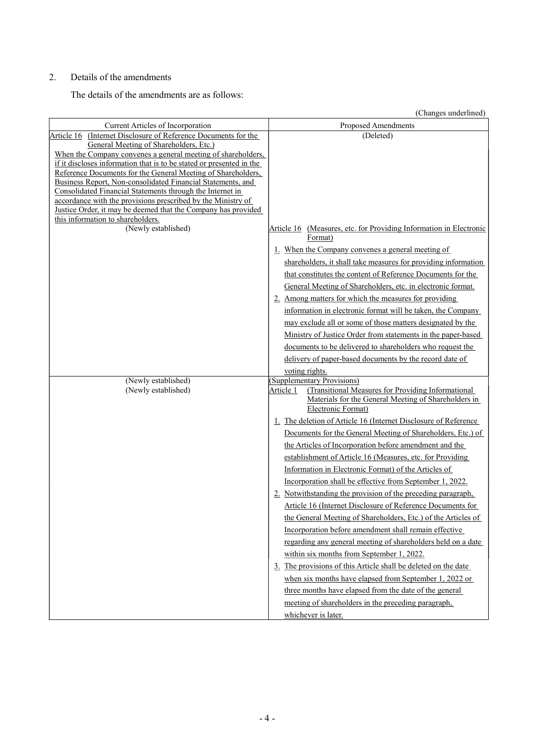2. Details of the amendments

The details of the amendments are as follows:

(Changes underlined)

| Current Articles of Incorporation | Proposed Amendments |
|---|---|
| Article 16 (Internet Disclosure of Reference Documents for the General Meeting of Shareholders, Etc.)<br>When the Company convenes a general meeting of shareholders, if it discloses information that is to be stated or presented in the Reference Documents for the General Meeting of Shareholders, Business Report, Non-consolidated Financial Statements, and Consolidated Financial Statements through the Internet in accordance with the provisions prescribed by the Ministry of Justice Order, it may be deemed that the Company has provided this information to shareholders. | (Deleted) |
| (Newly established) | Article 16 (Measures, etc. for Providing Information in Electronic Format)<br>1. When the Company convenes a general meeting of shareholders, it shall take measures for providing information that constitutes the content of Reference Documents for the General Meeting of Shareholders, etc. in electronic format.<br>2. Among matters for which the measures for providing information in electronic format will be taken, the Company may exclude all or some of those matters designated by the Ministry of Justice Order from statements in the paper-based documents to be delivered to shareholders who request the delivery of paper-based documents by the record date of voting rights. |
| (Newly established)<br>(Newly established) | (Supplementary Provisions)<br>Article 1 (Transitional Measures for Providing Informational Materials for the General Meeting of Shareholders in Electronic Format)<br>1. The deletion of Article 16 (Internet Disclosure of Reference Documents for the General Meeting of Shareholders, Etc.) of the Articles of Incorporation before amendment and the establishment of Article 16 (Measures, etc. for Providing Information in Electronic Format) of the Articles of Incorporation shall be effective from September 1, 2022.<br>2. Notwithstanding the provision of the preceding paragraph, Article 16 (Internet Disclosure of Reference Documents for the General Meeting of Shareholders, Etc.) of the Articles of Incorporation before amendment shall remain effective regarding any general meeting of shareholders held on a date within six months from September 1, 2022.<br>3. The provisions of this Article shall be deleted on the date when six months have elapsed from September 1, 2022 or three months have elapsed from the date of the general meeting of shareholders in the preceding paragraph, whichever is later. |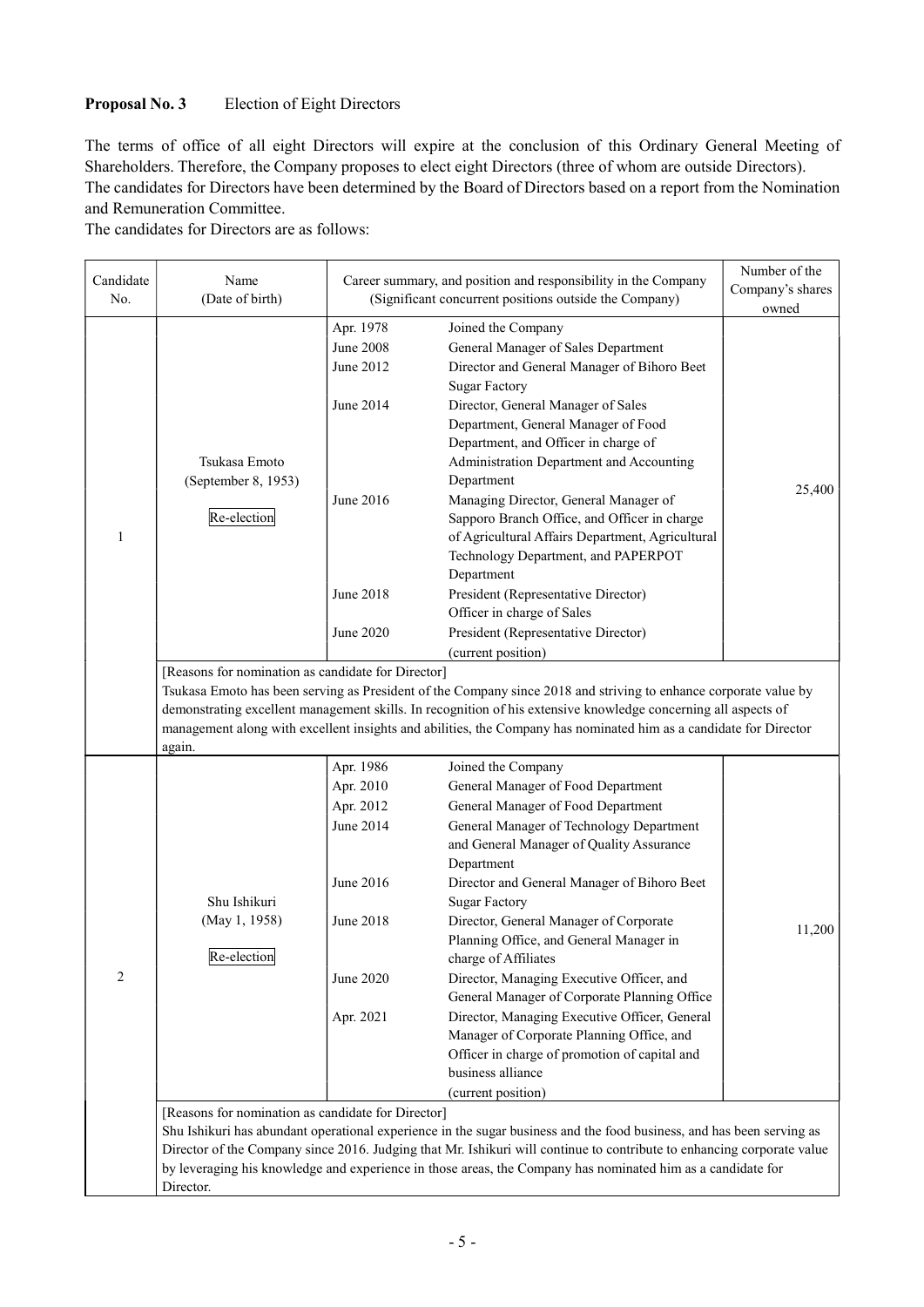**Proposal No. 3** Election of Eight Directors

The terms of office of all eight Directors will expire at the conclusion of this Ordinary General Meeting of Shareholders. Therefore, the Company proposes to elect eight Directors (three of whom are outside Directors).
The candidates for Directors have been determined by the Board of Directors based on a report from the Nomination and Remuneration Committee.
The candidates for Directors are as follows:

| Candidate No. | Name (Date of birth) | Career summary, and position and responsibility in the Company (Significant concurrent positions outside the Company) | | Number of the Company's shares owned |
|---|---|---|---|---|
| 1 | Tsukasa Emoto (September 8, 1953) Re-election | Apr. 1978 | Joined the Company | 25,400 |
| | | June 2008 | General Manager of Sales Department | |
| | | June 2012 | Director and General Manager of Bihoro Beet Sugar Factory | |
| | | June 2014 | Director, General Manager of Sales Department, General Manager of Food Department, and Officer in charge of Administration Department and Accounting Department | |
| | | June 2016 | Managing Director, General Manager of Sapporo Branch Office, and Officer in charge of Agricultural Affairs Department, Agricultural Technology Department, and PAPERPOT Department | |
| | | June 2018 | President (Representative Director) Officer in charge of Sales | |
| | | June 2020 | President (Representative Director) (current position) | |
| | [Reasons for nomination as candidate for Director] Tsukasa Emoto has been serving as President of the Company since 2018 and striving to enhance corporate value by demonstrating excellent management skills. In recognition of his extensive knowledge concerning all aspects of management along with excellent insights and abilities, the Company has nominated him as a candidate for Director again. | | | |
| 2 | Shu Ishikuri (May 1, 1958) Re-election | Apr. 1986 | Joined the Company | 11,200 |
| | | Apr. 2010 | General Manager of Food Department | |
| | | Apr. 2012 | General Manager of Food Department | |
| | | June 2014 | General Manager of Technology Department and General Manager of Quality Assurance Department | |
| | | June 2016 | Director and General Manager of Bihoro Beet Sugar Factory | |
| | | June 2018 | Director, General Manager of Corporate Planning Office, and General Manager in charge of Affiliates | |
| | | June 2020 | Director, Managing Executive Officer, and General Manager of Corporate Planning Office | |
| | | Apr. 2021 | Director, Managing Executive Officer, General Manager of Corporate Planning Office, and Officer in charge of promotion of capital and business alliance (current position) | |
| | [Reasons for nomination as candidate for Director] Shu Ishikuri has abundant operational experience in the sugar business and the food business, and has been serving as Director of the Company since 2016. Judging that Mr. Ishikuri will continue to contribute to enhancing corporate value by leveraging his knowledge and experience in those areas, the Company has nominated him as a candidate for Director. | | | |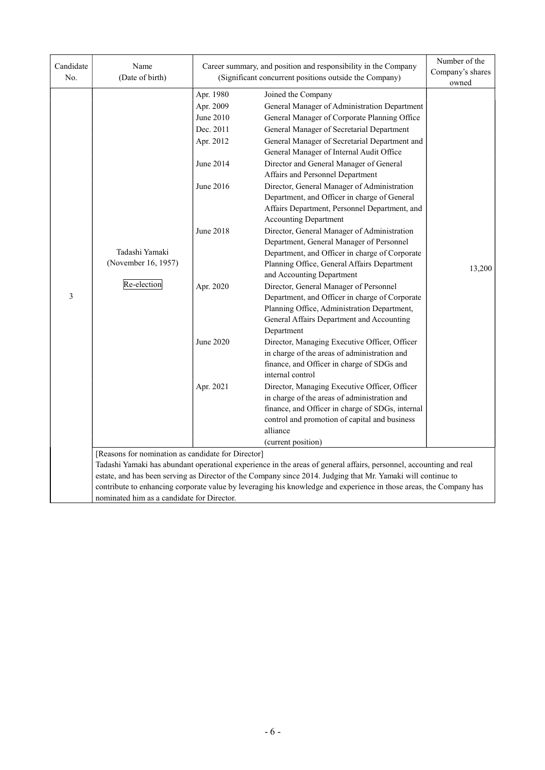| Candidate No. | Name (Date of birth) | Career summary, and position and responsibility in the Company (Significant concurrent positions outside the Company) | | Number of the Company's shares owned |
|---|---|---|---|---|
| 3 | Tadashi Yamaki (November 16, 1957) Re-election | Apr. 1980 | Joined the Company | 13,200 |
| | | Apr. 2009 | General Manager of Administration Department | |
| | | June 2010 | General Manager of Corporate Planning Office | |
| | | Dec. 2011 | General Manager of Secretarial Department | |
| | | Apr. 2012 | General Manager of Secretarial Department and General Manager of Internal Audit Office | |
| | | June 2014 | Director and General Manager of General Affairs and Personnel Department | |
| | | June 2016 | Director, General Manager of Administration Department, and Officer in charge of General Affairs Department, Personnel Department, and Accounting Department | |
| | | June 2018 | Director, General Manager of Administration Department, General Manager of Personnel Department, and Officer in charge of Corporate Planning Office, General Affairs Department and Accounting Department | |
| | | Apr. 2020 | Director, General Manager of Personnel Department, and Officer in charge of Corporate Planning Office, Administration Department, General Affairs Department and Accounting Department | |
| | | June 2020 | Director, Managing Executive Officer, Officer in charge of the areas of administration and finance, and Officer in charge of SDGs and internal control | |
| | | Apr. 2021 | Director, Managing Executive Officer, Officer in charge of the areas of administration and finance, and Officer in charge of SDGs, internal control and promotion of capital and business alliance (current position) | |

[Reasons for nomination as candidate for Director]
Tadashi Yamaki has abundant operational experience in the areas of general affairs, personnel, accounting and real estate, and has been serving as Director of the Company since 2014. Judging that Mr. Yamaki will continue to contribute to enhancing corporate value by leveraging his knowledge and experience in those areas, the Company has nominated him as a candidate for Director.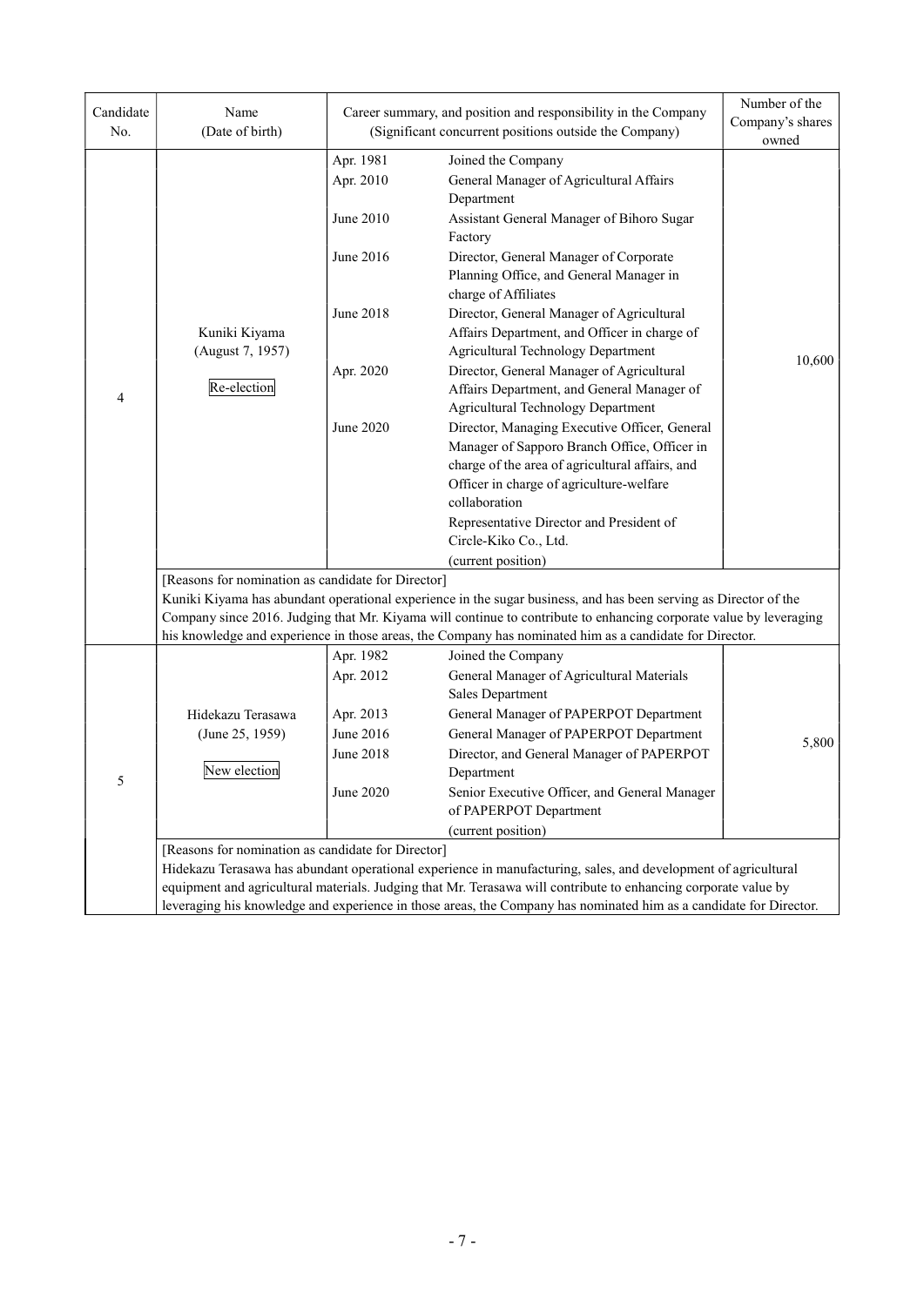| Candidate No. | Name (Date of birth) | Career summary, and position and responsibility in the Company (Significant concurrent positions outside the Company) | | Number of the Company's shares owned |
|---|---|---|---|---|
| 4 | Kuniki Kiyama (August 7, 1957) Re-election | Apr. 1981 | Joined the Company | 10,600 |
| | | Apr. 2010 | General Manager of Agricultural Affairs Department | |
| | | June 2010 | Assistant General Manager of Bihoro Sugar Factory | |
| | | June 2016 | Director, General Manager of Corporate Planning Office, and General Manager in charge of Affiliates | |
| | | June 2018 | Director, General Manager of Agricultural Affairs Department, and Officer in charge of Agricultural Technology Department | |
| | | Apr. 2020 | Director, General Manager of Agricultural Affairs Department, and General Manager of Agricultural Technology Department | |
| | | June 2020 | Director, Managing Executive Officer, General Manager of Sapporo Branch Office, Officer in charge of the area of agricultural affairs, and Officer in charge of agriculture-welfare collaboration<br>Representative Director and President of Circle-Kiko Co., Ltd.<br>(current position) | |
| | [Reasons for nomination as candidate for Director]<br>Kuniki Kiyama has abundant operational experience in the sugar business, and has been serving as Director of the Company since 2016. Judging that Mr. Kiyama will continue to contribute to enhancing corporate value by leveraging his knowledge and experience in those areas, the Company has nominated him as a candidate for Director. | | | |
| 5 | Hidekazu Terasawa (June 25, 1959) New election | Apr. 1982 | Joined the Company | 5,800 |
| | | Apr. 2012 | General Manager of Agricultural Materials Sales Department | |
| | | Apr. 2013 | General Manager of PAPERPOT Department | |
| | | June 2016 | General Manager of PAPERPOT Department | |
| | | June 2018 | Director, and General Manager of PAPERPOT Department | |
| | | June 2020 | Senior Executive Officer, and General Manager of PAPERPOT Department<br>(current position) | |
| | [Reasons for nomination as candidate for Director]<br>Hidekazu Terasawa has abundant operational experience in manufacturing, sales, and development of agricultural equipment and agricultural materials. Judging that Mr. Terasawa will contribute to enhancing corporate value by leveraging his knowledge and experience in those areas, the Company has nominated him as a candidate for Director. | | | |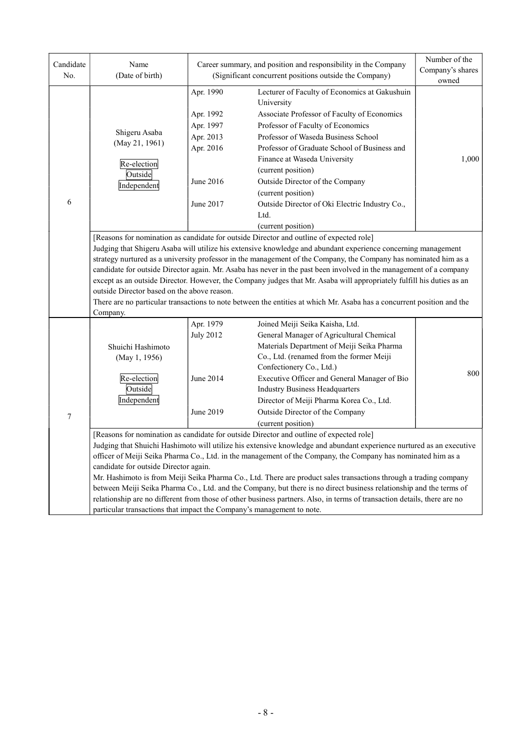| Candidate No. | Name (Date of birth) | Career summary, and position and responsibility in the Company (Significant concurrent positions outside the Company) | | Number of the Company's shares owned |
|---|---|---|---|---|
| 6 | Shigeru Asaba (May 21, 1961) Re-election Outside Independent | Apr. 1990 | Lecturer of Faculty of Economics at Gakushuin University | 1,000 |
| | | Apr. 1992 | Associate Professor of Faculty of Economics | |
| | | Apr. 1997 | Professor of Faculty of Economics | |
| | | Apr. 2013 | Professor of Waseda Business School | |
| | | Apr. 2016 | Professor of Graduate School of Business and Finance at Waseda University (current position) | |
| | | June 2016 | Outside Director of the Company (current position) | |
| | | June 2017 | Outside Director of Oki Electric Industry Co., Ltd. (current position) | |
| | [Reasons for nomination as candidate for outside Director and outline of expected role] Judging that Shigeru Asaba will utilize his extensive knowledge and abundant experience concerning management strategy nurtured as a university professor in the management of the Company, the Company has nominated him as a candidate for outside Director again. Mr. Asaba has never in the past been involved in the management of a company except as an outside Director. However, the Company judges that Mr. Asaba will appropriately fulfill his duties as an outside Director based on the above reason. There are no particular transactions to note between the entities at which Mr. Asaba has a concurrent position and the Company. | | | |
| 7 | Shuichi Hashimoto (May 1, 1956) Re-election Outside Independent | Apr. 1979 | Joined Meiji Seika Kaisha, Ltd. | 800 |
| | | July 2012 | General Manager of Agricultural Chemical Materials Department of Meiji Seika Pharma Co., Ltd. (renamed from the former Meiji Confectionery Co., Ltd.) | |
| | | June 2014 | Executive Officer and General Manager of Bio Industry Business Headquarters Director of Meiji Pharma Korea Co., Ltd. | |
| | | June 2019 | Outside Director of the Company (current position) | |
| | [Reasons for nomination as candidate for outside Director and outline of expected role] Judging that Shuichi Hashimoto will utilize his extensive knowledge and abundant experience nurtured as an executive officer of Meiji Seika Pharma Co., Ltd. in the management of the Company, the Company has nominated him as a candidate for outside Director again. Mr. Hashimoto is from Meiji Seika Pharma Co., Ltd. There are product sales transactions through a trading company between Meiji Seika Pharma Co., Ltd. and the Company, but there is no direct business relationship and the terms of relationship are no different from those of other business partners. Also, in terms of transaction details, there are no particular transactions that impact the Company's management to note. | | | |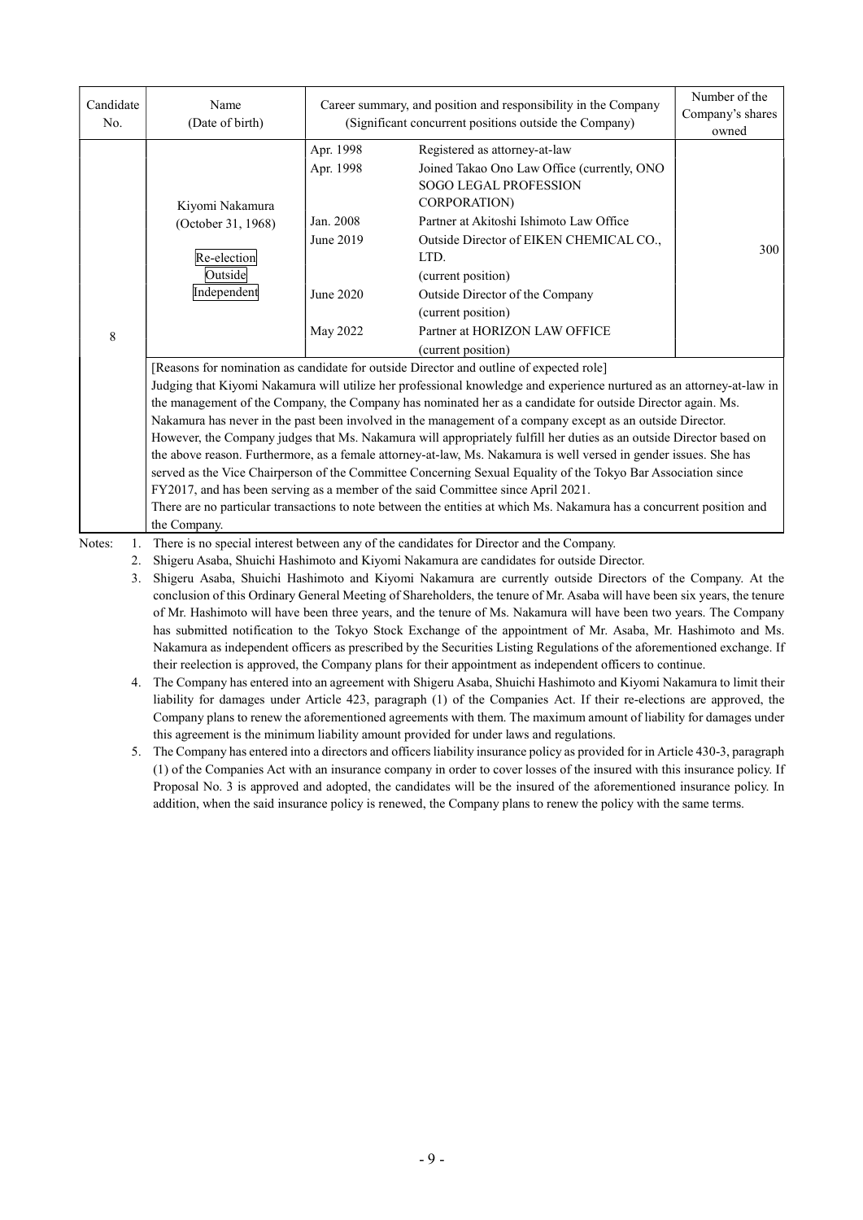| Candidate No. | Name (Date of birth) | Career summary, and position and responsibility in the Company (Significant concurrent positions outside the Company) | | Number of the Company's shares owned |
|---|---|---|---|---|
| 8 | Kiyomi Nakamura (October 31, 1968) Re-election Outside Independent | Apr. 1998 | Registered as attorney-at-law | 300 |
| | | Apr. 1998 | Joined Takao Ono Law Office (currently, ONO SOGO LEGAL PROFESSION CORPORATION) | |
| | | Jan. 2008 | Partner at Akitoshi Ishimoto Law Office | |
| | | June 2019 | Outside Director of EIKEN CHEMICAL CO., LTD. (current position) | |
| | | June 2020 | Outside Director of the Company (current position) | |
| | | May 2022 | Partner at HORIZON LAW OFFICE (current position) | |
| | [Reasons for nomination as candidate for outside Director and outline of expected role] Judging that Kiyomi Nakamura will utilize her professional knowledge and experience nurtured as an attorney-at-law in the management of the Company, the Company has nominated her as a candidate for outside Director again. Ms. Nakamura has never in the past been involved in the management of a company except as an outside Director. However, the Company judges that Ms. Nakamura will appropriately fulfill her duties as an outside Director based on the above reason. Furthermore, as a female attorney-at-law, Ms. Nakamura is well versed in gender issues. She has served as the Vice Chairperson of the Committee Concerning Sexual Equality of the Tokyo Bar Association since FY2017, and has been serving as a member of the said Committee since April 2021. There are no particular transactions to note between the entities at which Ms. Nakamura has a concurrent position and the Company. | | | |

Notes:

1. There is no special interest between any of the candidates for Director and the Company.
2. Shigeru Asaba, Shuichi Hashimoto and Kiyomi Nakamura are candidates for outside Director.
3. Shigeru Asaba, Shuichi Hashimoto and Kiyomi Nakamura are currently outside Directors of the Company. At the conclusion of this Ordinary General Meeting of Shareholders, the tenure of Mr. Asaba will have been six years, the tenure of Mr. Hashimoto will have been three years, and the tenure of Ms. Nakamura will have been two years. The Company has submitted notification to the Tokyo Stock Exchange of the appointment of Mr. Asaba, Mr. Hashimoto and Ms. Nakamura as independent officers as prescribed by the Securities Listing Regulations of the aforementioned exchange. If their reelection is approved, the Company plans for their appointment as independent officers to continue.
4. The Company has entered into an agreement with Shigeru Asaba, Shuichi Hashimoto and Kiyomi Nakamura to limit their liability for damages under Article 423, paragraph (1) of the Companies Act. If their re-elections are approved, the Company plans to renew the aforementioned agreements with them. The maximum amount of liability for damages under this agreement is the minimum liability amount provided for under laws and regulations.
5. The Company has entered into a directors and officers liability insurance policy as provided for in Article 430-3, paragraph (1) of the Companies Act with an insurance company in order to cover losses of the insured with this insurance policy. If Proposal No. 3 is approved and adopted, the candidates will be the insured of the aforementioned insurance policy. In addition, when the said insurance policy is renewed, the Company plans to renew the policy with the same terms.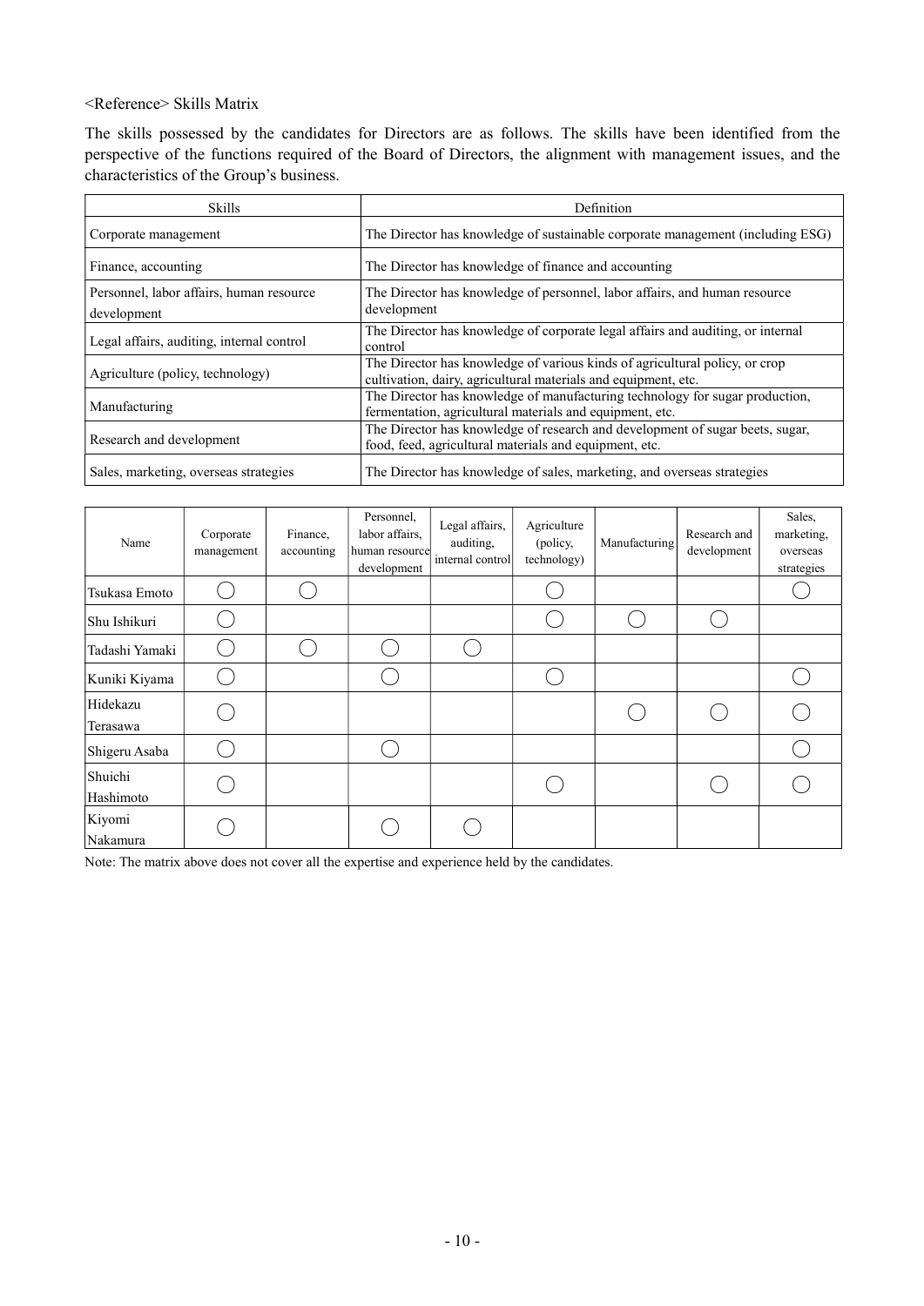<Reference> Skills Matrix

The skills possessed by the candidates for Directors are as follows. The skills have been identified from the perspective of the functions required of the Board of Directors, the alignment with management issues, and the characteristics of the Group's business.

| Skills | Definition |
|---|---|
| Corporate management | The Director has knowledge of sustainable corporate management (including ESG) |
| Finance, accounting | The Director has knowledge of finance and accounting |
| Personnel, labor affairs, human resource development | The Director has knowledge of personnel, labor affairs, and human resource development |
| Legal affairs, auditing, internal control | The Director has knowledge of corporate legal affairs and auditing, or internal control |
| Agriculture (policy, technology) | The Director has knowledge of various kinds of agricultural policy, or crop cultivation, dairy, agricultural materials and equipment, etc. |
| Manufacturing | The Director has knowledge of manufacturing technology for sugar production, fermentation, agricultural materials and equipment, etc. |
| Research and development | The Director has knowledge of research and development of sugar beets, sugar, food, feed, agricultural materials and equipment, etc. |
| Sales, marketing, overseas strategies | The Director has knowledge of sales, marketing, and overseas strategies |

| Name | Corporate management | Finance, accounting | Personnel, labor affairs, human resource development | Legal affairs, auditing, internal control | Agriculture (policy, technology) | Manufacturing | Research and development | Sales, marketing, overseas strategies |
|---|---|---|---|---|---|---|---|---|
| Tsukasa Emoto | ◯ | ◯ | | | ◯ | | | ◯ |
| Shu Ishikuri | ◯ | | | | ◯ | ◯ | ◯ | |
| Tadashi Yamaki | ◯ | ◯ | ◯ | ◯ | | | | |
| Kuniki Kiyama | ◯ | | ◯ | | ◯ | | | ◯ |
| Hidekazu Terasawa | ◯ | | | | | ◯ | ◯ | ◯ |
| Shigeru Asaba | ◯ | | ◯ | | | | | ◯ |
| Shuichi Hashimoto | ◯ | | | | ◯ | | ◯ | ◯ |
| Kiyomi Nakamura | ◯ | | ◯ | ◯ | | | | |

Note: The matrix above does not cover all the expertise and experience held by the candidates.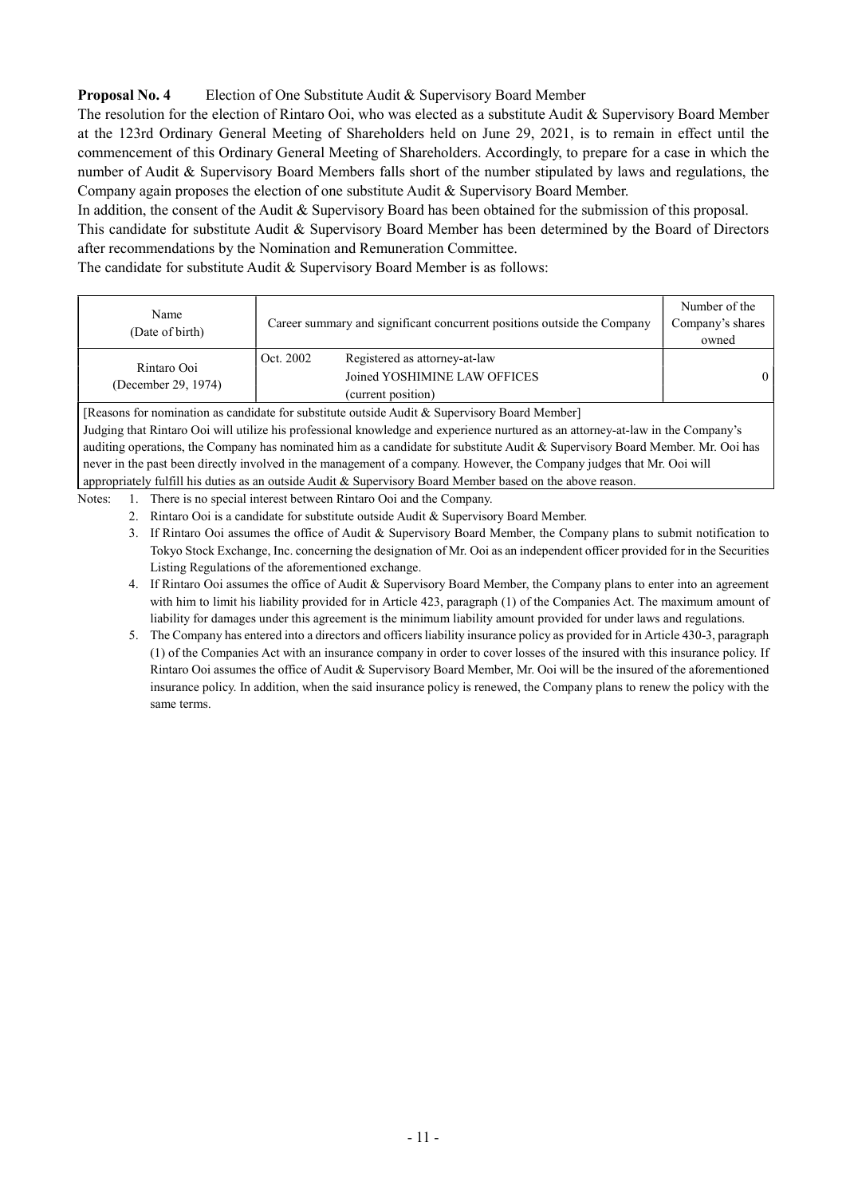**Proposal No. 4** Election of One Substitute Audit & Supervisory Board Member

The resolution for the election of Rintaro Ooi, who was elected as a substitute Audit & Supervisory Board Member at the 123rd Ordinary General Meeting of Shareholders held on June 29, 2021, is to remain in effect until the commencement of this Ordinary General Meeting of Shareholders. Accordingly, to prepare for a case in which the number of Audit & Supervisory Board Members falls short of the number stipulated by laws and regulations, the Company again proposes the election of one substitute Audit & Supervisory Board Member.

In addition, the consent of the Audit & Supervisory Board has been obtained for the submission of this proposal.

This candidate for substitute Audit & Supervisory Board Member has been determined by the Board of Directors after recommendations by the Nomination and Remuneration Committee.

The candidate for substitute Audit & Supervisory Board Member is as follows:

| Name (Date of birth) | Career summary and significant concurrent positions outside the Company | | Number of the Company's shares owned |
|---|---|---|---|
| Rintaro Ooi (December 29, 1974) | Oct. 2002 | Registered as attorney-at-law<br>Joined YOSHIMINE LAW OFFICES<br>(current position) | 0 |
| [Reasons for nomination as candidate for substitute outside Audit & Supervisory Board Member]<br>Judging that Rintaro Ooi will utilize his professional knowledge and experience nurtured as an attorney-at-law in the Company's auditing operations, the Company has nominated him as a candidate for substitute Audit & Supervisory Board Member. Mr. Ooi has never in the past been directly involved in the management of a company. However, the Company judges that Mr. Ooi will appropriately fulfill his duties as an outside Audit & Supervisory Board Member based on the above reason. | | | |

Notes:
1. There is no special interest between Rintaro Ooi and the Company.
2. Rintaro Ooi is a candidate for substitute outside Audit & Supervisory Board Member.
3. If Rintaro Ooi assumes the office of Audit & Supervisory Board Member, the Company plans to submit notification to Tokyo Stock Exchange, Inc. concerning the designation of Mr. Ooi as an independent officer provided for in the Securities Listing Regulations of the aforementioned exchange.
4. If Rintaro Ooi assumes the office of Audit & Supervisory Board Member, the Company plans to enter into an agreement with him to limit his liability provided for in Article 423, paragraph (1) of the Companies Act. The maximum amount of liability for damages under this agreement is the minimum liability amount provided for under laws and regulations.
5. The Company has entered into a directors and officers liability insurance policy as provided for in Article 430-3, paragraph (1) of the Companies Act with an insurance company in order to cover losses of the insured with this insurance policy. If Rintaro Ooi assumes the office of Audit & Supervisory Board Member, Mr. Ooi will be the insured of the aforementioned insurance policy. In addition, when the said insurance policy is renewed, the Company plans to renew the policy with the same terms.